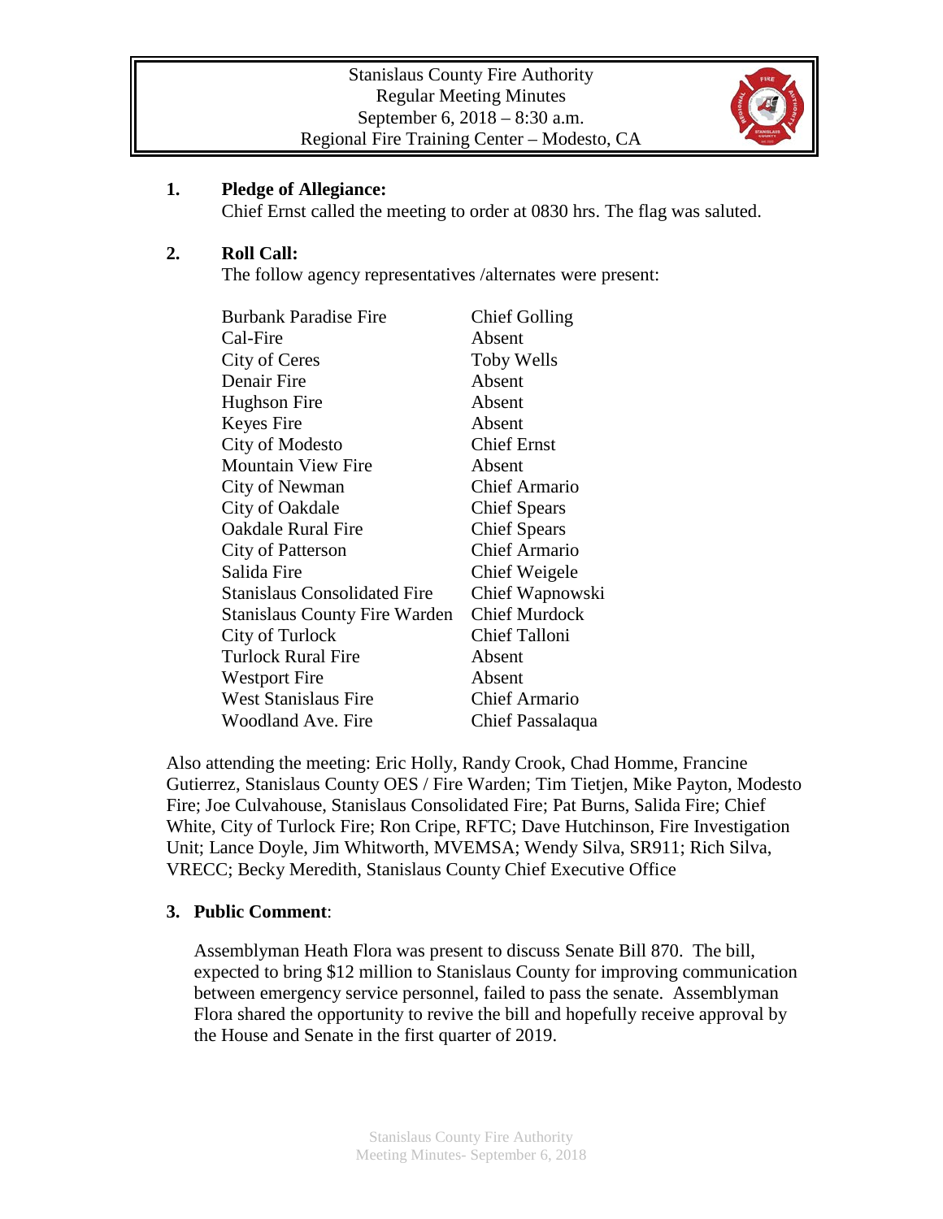Stanislaus County Fire Authority
Regular Meeting Minutes
September 6, 2018 – 8:30 a.m.
Regional Fire Training Center – Modesto, CA

**1. Pledge of Allegiance:**

Chief Ernst called the meeting to order at 0830 hrs. The flag was saluted.

**2. Roll Call:**

The follow agency representatives /alternates were present:

| | |
|---|---|
| Burbank Paradise Fire | Chief Golling |
| Cal-Fire | Absent |
| City of Ceres | Toby Wells |
| Denair Fire | Absent |
| Hughson Fire | Absent |
| Keyes Fire | Absent |
| City of Modesto | Chief Ernst |
| Mountain View Fire | Absent |
| City of Newman | Chief Armario |
| City of Oakdale | Chief Spears |
| Oakdale Rural Fire | Chief Spears |
| City of Patterson | Chief Armario |
| Salida Fire | Chief Weigele |
| Stanislaus Consolidated Fire | Chief Wapnowski |
| Stanislaus County Fire Warden | Chief Murdock |
| City of Turlock | Chief Talloni |
| Turlock Rural Fire | Absent |
| Westport Fire | Absent |
| West Stanislaus Fire | Chief Armario |
| Woodland Ave. Fire | Chief Passalaqua |

Also attending the meeting: Eric Holly, Randy Crook, Chad Homme, Francine Gutierrez, Stanislaus County OES / Fire Warden; Tim Tietjen, Mike Payton, Modesto Fire; Joe Culvahouse, Stanislaus Consolidated Fire; Pat Burns, Salida Fire; Chief White, City of Turlock Fire; Ron Cripe, RFTC; Dave Hutchinson, Fire Investigation Unit; Lance Doyle, Jim Whitworth, MVEMSA; Wendy Silva, SR911; Rich Silva, VRECC; Becky Meredith, Stanislaus County Chief Executive Office

**3. Public Comment**:

Assemblyman Heath Flora was present to discuss Senate Bill 870. The bill, expected to bring $12 million to Stanislaus County for improving communication between emergency service personnel, failed to pass the senate. Assemblyman Flora shared the opportunity to revive the bill and hopefully receive approval by the House and Senate in the first quarter of 2019.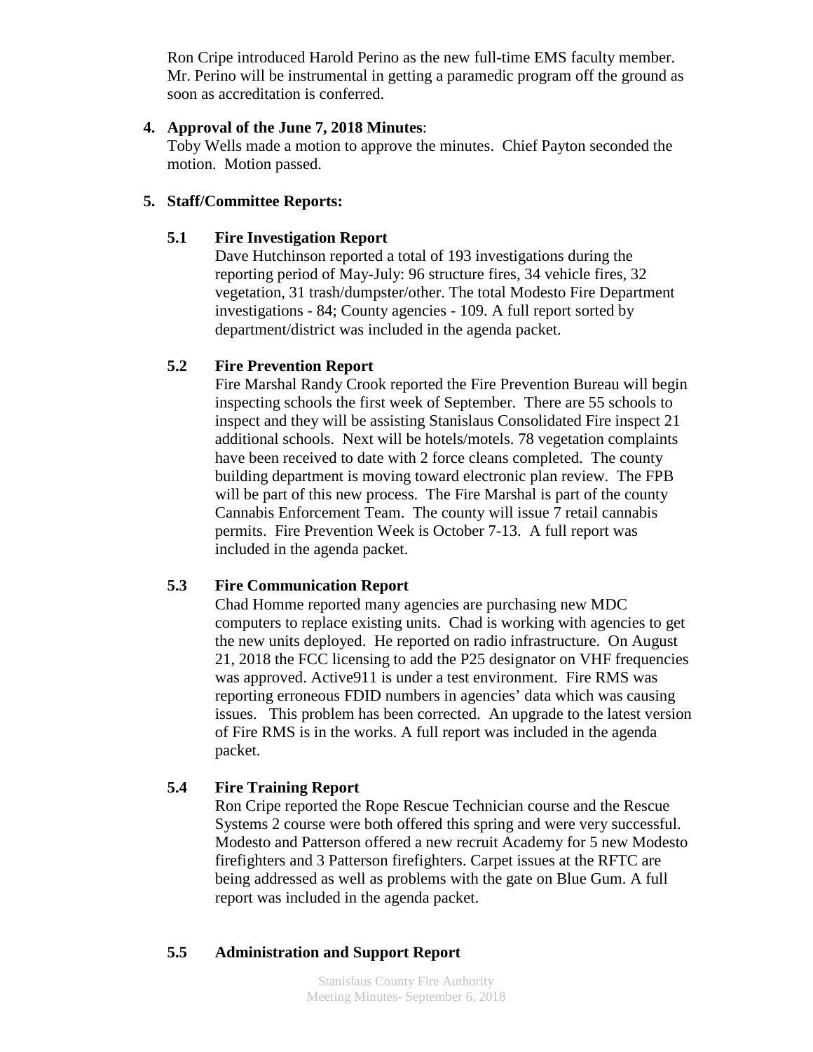Ron Cripe introduced Harold Perino as the new full-time EMS faculty member. Mr. Perino will be instrumental in getting a paramedic program off the ground as soon as accreditation is conferred.

4. **Approval of the June 7, 2018 Minutes**:
   Toby Wells made a motion to approve the minutes. Chief Payton seconded the motion. Motion passed.

5. **Staff/Committee Reports:**

**5.1 Fire Investigation Report**

Dave Hutchinson reported a total of 193 investigations during the reporting period of May-July: 96 structure fires, 34 vehicle fires, 32 vegetation, 31 trash/dumpster/other. The total Modesto Fire Department investigations - 84; County agencies - 109. A full report sorted by department/district was included in the agenda packet.

**5.2 Fire Prevention Report**

Fire Marshal Randy Crook reported the Fire Prevention Bureau will begin inspecting schools the first week of September. There are 55 schools to inspect and they will be assisting Stanislaus Consolidated Fire inspect 21 additional schools. Next will be hotels/motels. 78 vegetation complaints have been received to date with 2 force cleans completed. The county building department is moving toward electronic plan review. The FPB will be part of this new process. The Fire Marshal is part of the county Cannabis Enforcement Team. The county will issue 7 retail cannabis permits. Fire Prevention Week is October 7-13. A full report was included in the agenda packet.

**5.3 Fire Communication Report**

Chad Homme reported many agencies are purchasing new MDC computers to replace existing units. Chad is working with agencies to get the new units deployed. He reported on radio infrastructure. On August 21, 2018 the FCC licensing to add the P25 designator on VHF frequencies was approved. Active911 is under a test environment. Fire RMS was reporting erroneous FDID numbers in agencies' data which was causing issues. This problem has been corrected. An upgrade to the latest version of Fire RMS is in the works. A full report was included in the agenda packet.

**5.4 Fire Training Report**

Ron Cripe reported the Rope Rescue Technician course and the Rescue Systems 2 course were both offered this spring and were very successful. Modesto and Patterson offered a new recruit Academy for 5 new Modesto firefighters and 3 Patterson firefighters. Carpet issues at the RFTC are being addressed as well as problems with the gate on Blue Gum. A full report was included in the agenda packet.

**5.5 Administration and Support Report**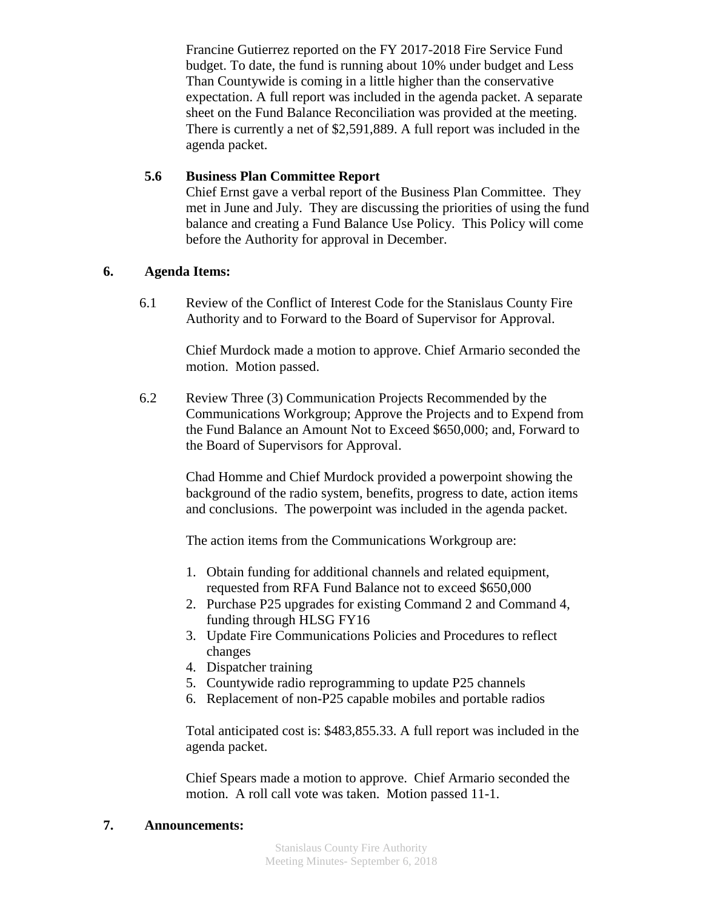Francine Gutierrez reported on the FY 2017-2018 Fire Service Fund budget. To date, the fund is running about 10% under budget and Less Than Countywide is coming in a little higher than the conservative expectation. A full report was included in the agenda packet. A separate sheet on the Fund Balance Reconciliation was provided at the meeting. There is currently a net of $2,591,889. A full report was included in the agenda packet.

**5.6 Business Plan Committee Report**

Chief Ernst gave a verbal report of the Business Plan Committee. They met in June and July. They are discussing the priorities of using the fund balance and creating a Fund Balance Use Policy. This Policy will come before the Authority for approval in December.

## 6. Agenda Items:

6.1 Review of the Conflict of Interest Code for the Stanislaus County Fire Authority and to Forward to the Board of Supervisor for Approval.

Chief Murdock made a motion to approve. Chief Armario seconded the motion. Motion passed.

6.2 Review Three (3) Communication Projects Recommended by the Communications Workgroup; Approve the Projects and to Expend from the Fund Balance an Amount Not to Exceed $650,000; and, Forward to the Board of Supervisors for Approval.

Chad Homme and Chief Murdock provided a powerpoint showing the background of the radio system, benefits, progress to date, action items and conclusions. The powerpoint was included in the agenda packet.

The action items from the Communications Workgroup are:

1. Obtain funding for additional channels and related equipment, requested from RFA Fund Balance not to exceed $650,000
2. Purchase P25 upgrades for existing Command 2 and Command 4, funding through HLSG FY16
3. Update Fire Communications Policies and Procedures to reflect changes
4. Dispatcher training
5. Countywide radio reprogramming to update P25 channels
6. Replacement of non-P25 capable mobiles and portable radios

Total anticipated cost is: $483,855.33. A full report was included in the agenda packet.

Chief Spears made a motion to approve. Chief Armario seconded the motion. A roll call vote was taken. Motion passed 11-1.

## 7. Announcements: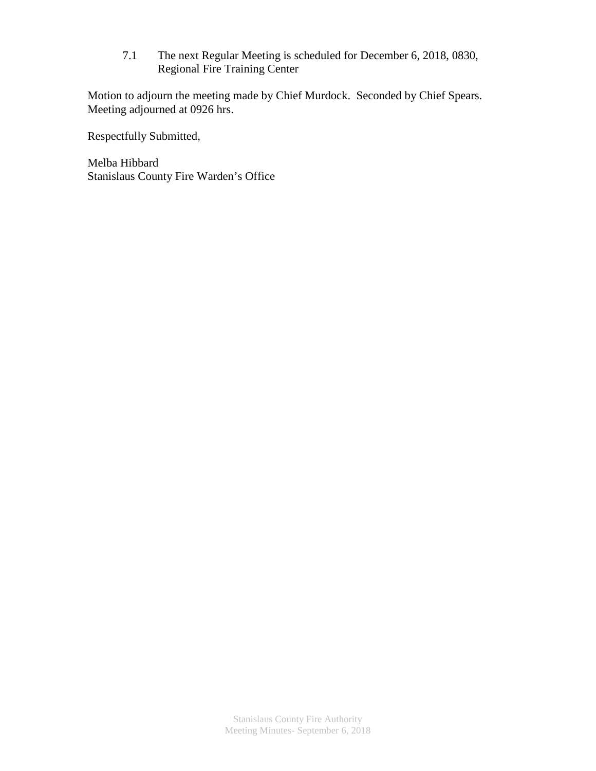7.1 The next Regular Meeting is scheduled for December 6, 2018, 0830, Regional Fire Training Center

Motion to adjourn the meeting made by Chief Murdock. Seconded by Chief Spears. Meeting adjourned at 0926 hrs.

Respectfully Submitted,

Melba Hibbard  
Stanislaus County Fire Warden's Office